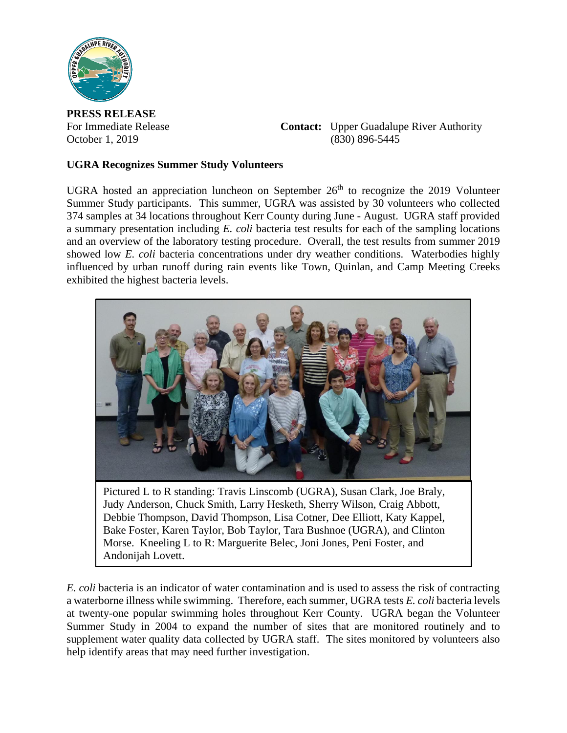**PRESS RELEASE**

For Immediate Release
October 1, 2019

**Contact:** Upper Guadalupe River Authority
(830) 896-5445

**UGRA Recognizes Summer Study Volunteers**

UGRA hosted an appreciation luncheon on September 26th to recognize the 2019 Volunteer Summer Study participants. This summer, UGRA was assisted by 30 volunteers who collected 374 samples at 34 locations throughout Kerr County during June - August. UGRA staff provided a summary presentation including *E. coli* bacteria test results for each of the sampling locations and an overview of the laboratory testing procedure. Overall, the test results from summer 2019 showed low *E. coli* bacteria concentrations under dry weather conditions. Waterbodies highly influenced by urban runoff during rain events like Town, Quinlan, and Camp Meeting Creeks exhibited the highest bacteria levels.

Pictured L to R standing: Travis Linscomb (UGRA), Susan Clark, Joe Braly, Judy Anderson, Chuck Smith, Larry Hesketh, Sherry Wilson, Craig Abbott, Debbie Thompson, David Thompson, Lisa Cotner, Dee Elliott, Katy Kappel, Bake Foster, Karen Taylor, Bob Taylor, Tara Bushnoe (UGRA), and Clinton Morse. Kneeling L to R: Marguerite Belec, Joni Jones, Peni Foster, and Andonijah Lovett.

*E. coli* bacteria is an indicator of water contamination and is used to assess the risk of contracting a waterborne illness while swimming. Therefore, each summer, UGRA tests *E. coli* bacteria levels at twenty-one popular swimming holes throughout Kerr County. UGRA began the Volunteer Summer Study in 2004 to expand the number of sites that are monitored routinely and to supplement water quality data collected by UGRA staff. The sites monitored by volunteers also help identify areas that may need further investigation.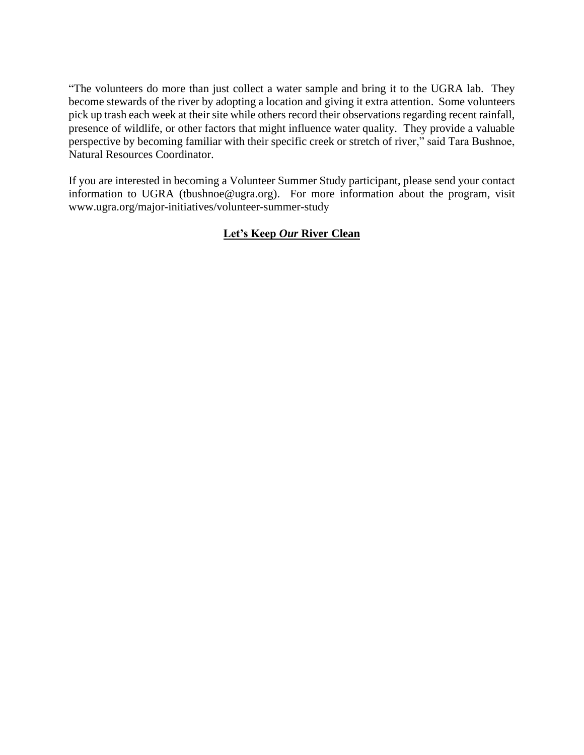"The volunteers do more than just collect a water sample and bring it to the UGRA lab. They become stewards of the river by adopting a location and giving it extra attention. Some volunteers pick up trash each week at their site while others record their observations regarding recent rainfall, presence of wildlife, or other factors that might influence water quality. They provide a valuable perspective by becoming familiar with their specific creek or stretch of river," said Tara Bushnoe, Natural Resources Coordinator.

If you are interested in becoming a Volunteer Summer Study participant, please send your contact information to UGRA (tbushnoe@ugra.org). For more information about the program, visit www.ugra.org/major-initiatives/volunteer-summer-study

**Let's Keep *Our* River Clean**